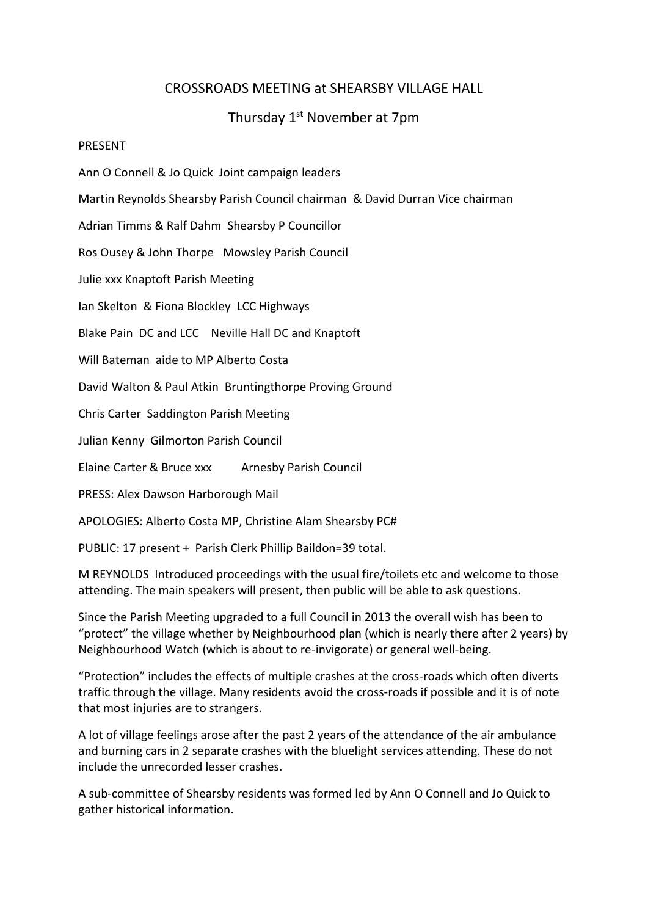# CROSSROADS MEETING at SHEARSBY VILLAGE HALL

## Thursday 1st November at 7pm

PRESENT

Ann O Connell & Jo Quick Joint campaign leaders

Martin Reynolds Shearsby Parish Council chairman & David Durran Vice chairman

Adrian Timms & Ralf Dahm Shearsby P Councillor

Ros Ousey & John Thorpe Mowsley Parish Council

Julie xxx Knaptoft Parish Meeting

Ian Skelton & Fiona Blockley LCC Highways

Blake Pain DC and LCC Neville Hall DC and Knaptoft

Will Bateman aide to MP Alberto Costa

David Walton & Paul Atkin Bruntingthorpe Proving Ground

Chris Carter Saddington Parish Meeting

Julian Kenny Gilmorton Parish Council

Elaine Carter & Bruce xxx Arnesby Parish Council

PRESS: Alex Dawson Harborough Mail

APOLOGIES: Alberto Costa MP, Christine Alam Shearsby PC#

PUBLIC: 17 present + Parish Clerk Phillip Baildon=39 total.

M REYNOLDS Introduced proceedings with the usual fire/toilets etc and welcome to those attending. The main speakers will present, then public will be able to ask questions.

Since the Parish Meeting upgraded to a full Council in 2013 the overall wish has been to "protect" the village whether by Neighbourhood plan (which is nearly there after 2 years) by Neighbourhood Watch (which is about to re-invigorate) or general well-being.

"Protection" includes the effects of multiple crashes at the cross-roads which often diverts traffic through the village. Many residents avoid the cross-roads if possible and it is of note that most injuries are to strangers.

A lot of village feelings arose after the past 2 years of the attendance of the air ambulance and burning cars in 2 separate crashes with the bluelight services attending. These do not include the unrecorded lesser crashes.

A sub-committee of Shearsby residents was formed led by Ann O Connell and Jo Quick to gather historical information.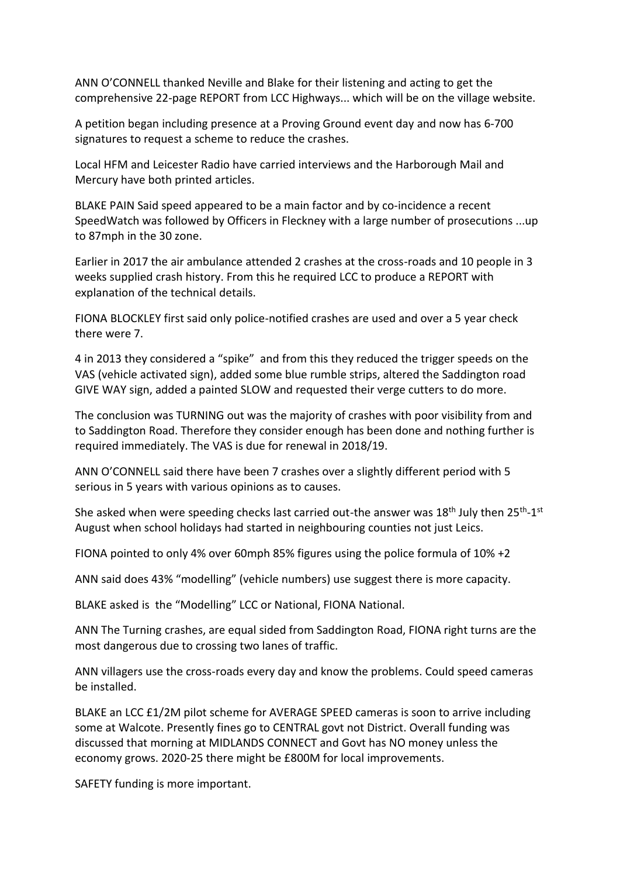ANN O'CONNELL thanked Neville and Blake for their listening and acting to get the comprehensive 22-page REPORT from LCC Highways... which will be on the village website.

A petition began including presence at a Proving Ground event day and now has 6-700 signatures to request a scheme to reduce the crashes.

Local HFM and Leicester Radio have carried interviews and the Harborough Mail and Mercury have both printed articles.

BLAKE PAIN Said speed appeared to be a main factor and by co-incidence a recent SpeedWatch was followed by Officers in Fleckney with a large number of prosecutions ...up to 87mph in the 30 zone.

Earlier in 2017 the air ambulance attended 2 crashes at the cross-roads and 10 people in 3 weeks supplied crash history. From this he required LCC to produce a REPORT with explanation of the technical details.

FIONA BLOCKLEY first said only police-notified crashes are used and over a 5 year check there were 7.

4 in 2013 they considered a "spike" and from this they reduced the trigger speeds on the VAS (vehicle activated sign), added some blue rumble strips, altered the Saddington road GIVE WAY sign, added a painted SLOW and requested their verge cutters to do more.

The conclusion was TURNING out was the majority of crashes with poor visibility from and to Saddington Road. Therefore they consider enough has been done and nothing further is required immediately. The VAS is due for renewal in 2018/19.

ANN O'CONNELL said there have been 7 crashes over a slightly different period with 5 serious in 5 years with various opinions as to causes.

She asked when were speeding checks last carried out-the answer was 18th July then 25th-1st August when school holidays had started in neighbouring counties not just Leics.

FIONA pointed to only 4% over 60mph 85% figures using the police formula of 10% +2

ANN said does 43% "modelling" (vehicle numbers) use suggest there is more capacity.

BLAKE asked is the "Modelling" LCC or National, FIONA National.

ANN The Turning crashes, are equal sided from Saddington Road, FIONA right turns are the most dangerous due to crossing two lanes of traffic.

ANN villagers use the cross-roads every day and know the problems. Could speed cameras be installed.

BLAKE an LCC £1/2M pilot scheme for AVERAGE SPEED cameras is soon to arrive including some at Walcote. Presently fines go to CENTRAL govt not District. Overall funding was discussed that morning at MIDLANDS CONNECT and Govt has NO money unless the economy grows. 2020-25 there might be £800M for local improvements.

SAFETY funding is more important.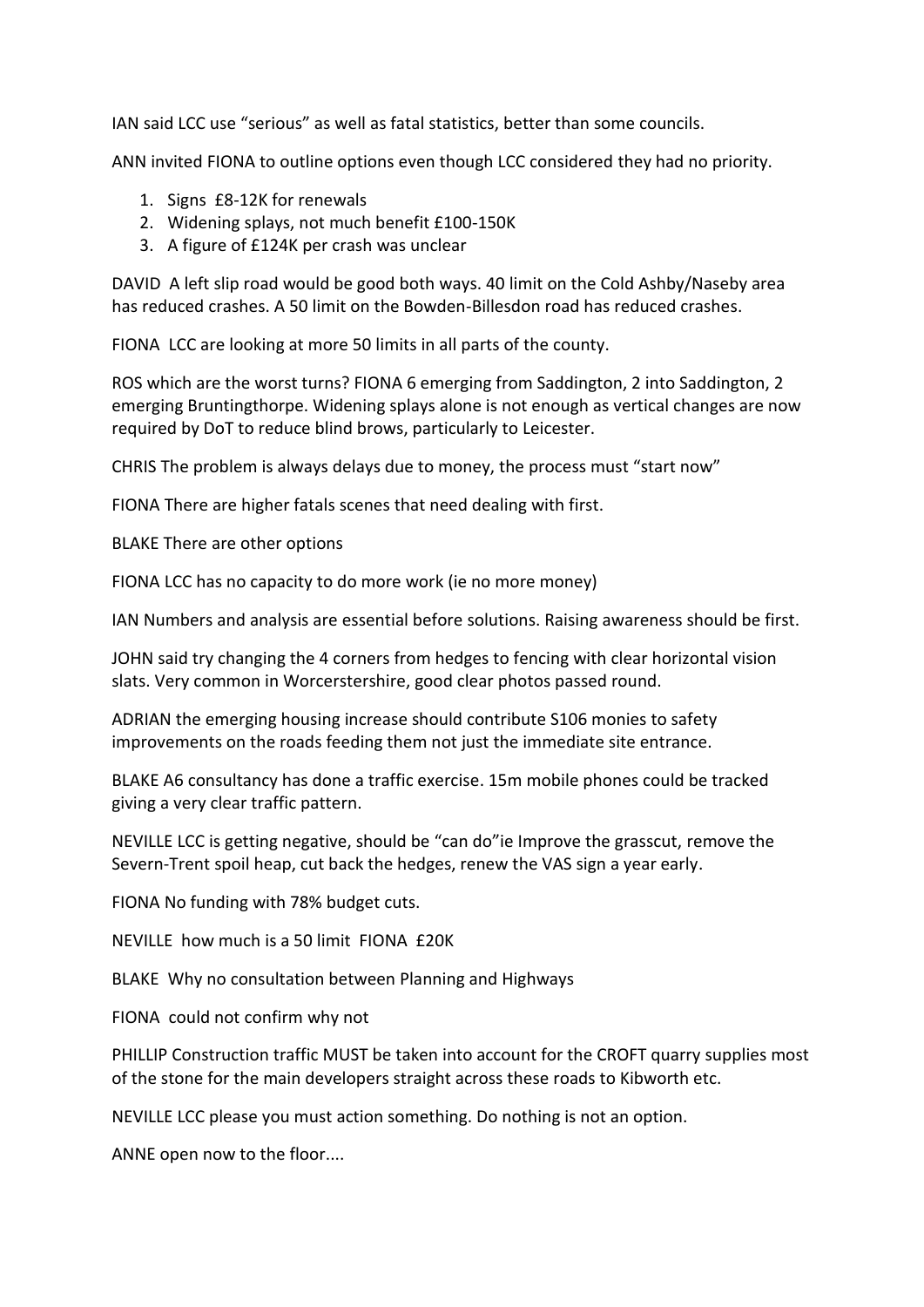IAN said LCC use “serious” as well as fatal statistics, better than some councils.

ANN invited FIONA to outline options even though LCC considered they had no priority.

1. Signs £8-12K for renewals
2. Widening splays, not much benefit £100-150K
3. A figure of £124K per crash was unclear

DAVID A left slip road would be good both ways. 40 limit on the Cold Ashby/Naseby area has reduced crashes. A 50 limit on the Bowden-Billesdon road has reduced crashes.

FIONA LCC are looking at more 50 limits in all parts of the county.

ROS which are the worst turns? FIONA 6 emerging from Saddington, 2 into Saddington, 2 emerging Bruntingthorpe. Widening splays alone is not enough as vertical changes are now required by DoT to reduce blind brows, particularly to Leicester.

CHRIS The problem is always delays due to money, the process must “start now”

FIONA There are higher fatals scenes that need dealing with first.

BLAKE There are other options

FIONA LCC has no capacity to do more work (ie no more money)

IAN Numbers and analysis are essential before solutions. Raising awareness should be first.

JOHN said try changing the 4 corners from hedges to fencing with clear horizontal vision slats. Very common in Worcerstershire, good clear photos passed round.

ADRIAN the emerging housing increase should contribute S106 monies to safety improvements on the roads feeding them not just the immediate site entrance.

BLAKE A6 consultancy has done a traffic exercise. 15m mobile phones could be tracked giving a very clear traffic pattern.

NEVILLE LCC is getting negative, should be “can do”ie Improve the grasscut, remove the Severn-Trent spoil heap, cut back the hedges, renew the VAS sign a year early.

FIONA No funding with 78% budget cuts.

NEVILLE how much is a 50 limit FIONA £20K

BLAKE Why no consultation between Planning and Highways

FIONA could not confirm why not

PHILLIP Construction traffic MUST be taken into account for the CROFT quarry supplies most of the stone for the main developers straight across these roads to Kibworth etc.

NEVILLE LCC please you must action something. Do nothing is not an option.

ANNE open now to the floor....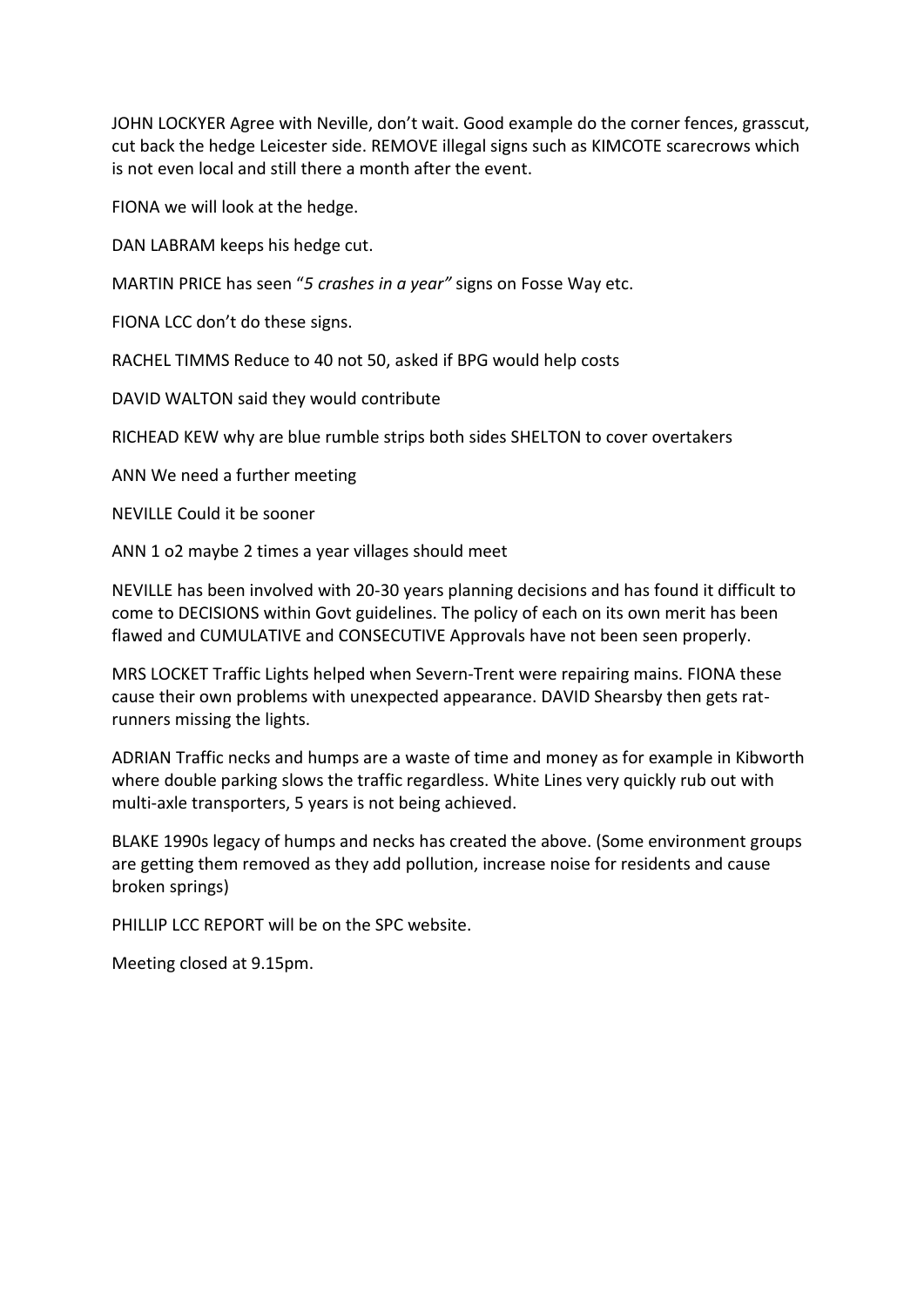JOHN LOCKYER Agree with Neville, don't wait. Good example do the corner fences, grasscut, cut back the hedge Leicester side. REMOVE illegal signs such as KIMCOTE scarecrows which is not even local and still there a month after the event.

FIONA we will look at the hedge.

DAN LABRAM keeps his hedge cut.

MARTIN PRICE has seen "*5 crashes in a year"* signs on Fosse Way etc.

FIONA LCC don't do these signs.

RACHEL TIMMS Reduce to 40 not 50, asked if BPG would help costs

DAVID WALTON said they would contribute

RICHEAD KEW why are blue rumble strips both sides SHELTON to cover overtakers

ANN We need a further meeting

NEVILLE Could it be sooner

ANN 1 o2 maybe 2 times a year villages should meet

NEVILLE has been involved with 20-30 years planning decisions and has found it difficult to come to DECISIONS within Govt guidelines. The policy of each on its own merit has been flawed and CUMULATIVE and CONSECUTIVE Approvals have not been seen properly.

MRS LOCKET Traffic Lights helped when Severn-Trent were repairing mains. FIONA these cause their own problems with unexpected appearance. DAVID Shearsby then gets rat-runners missing the lights.

ADRIAN Traffic necks and humps are a waste of time and money as for example in Kibworth where double parking slows the traffic regardless. White Lines very quickly rub out with multi-axle transporters, 5 years is not being achieved.

BLAKE 1990s legacy of humps and necks has created the above. (Some environment groups are getting them removed as they add pollution, increase noise for residents and cause broken springs)

PHILLIP LCC REPORT will be on the SPC website.

Meeting closed at 9.15pm.